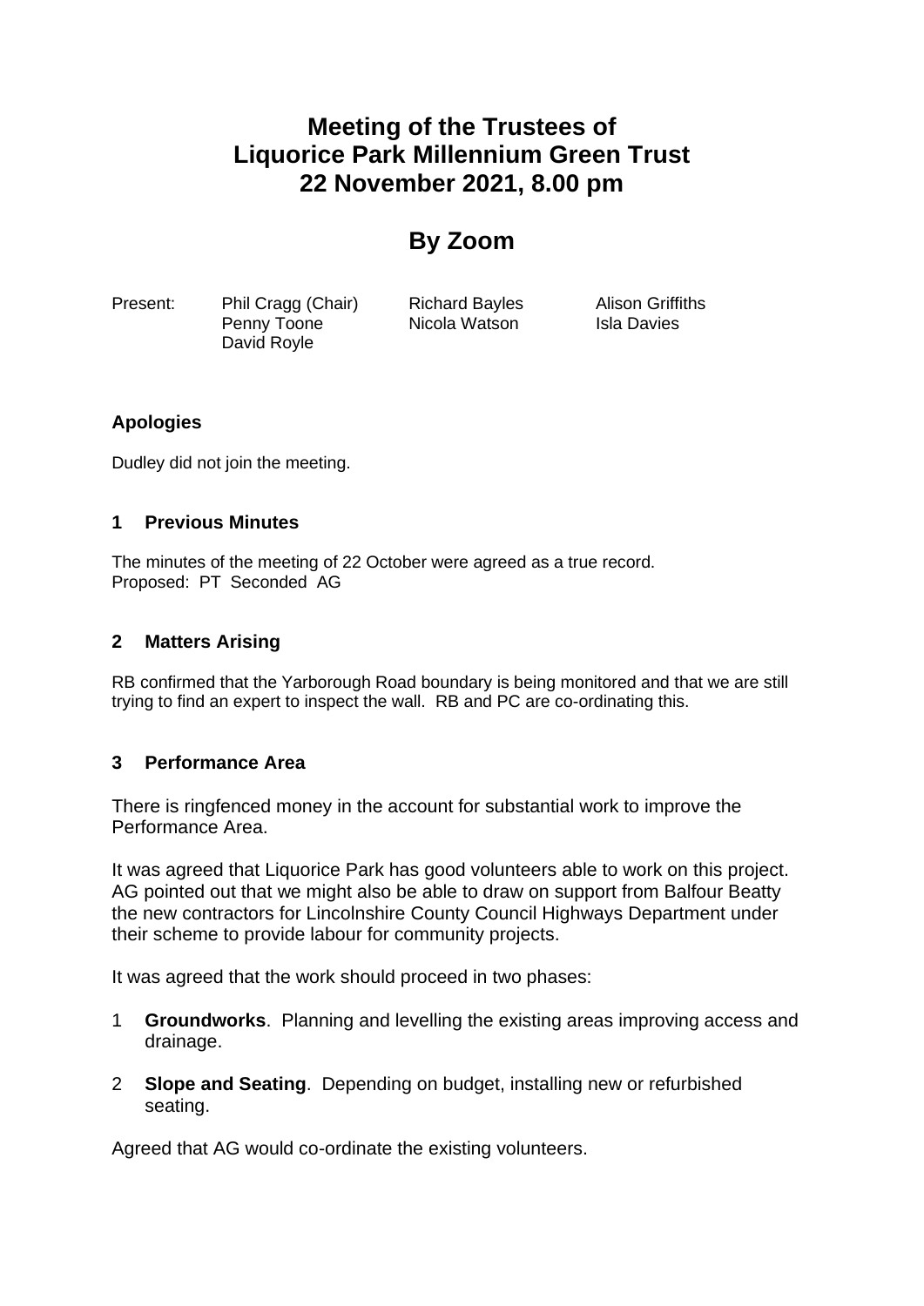# Meeting of the Trustees of Liquorice Park Millennium Green Trust 22 November 2021, 8.00 pm

# By Zoom

| Present: | Phil Cragg (Chair) | Richard Bayles | Alison Griffiths |
|---|---|---|---|
| | Penny Toone | Nicola Watson | Isla Davies |
| | David Royle | | |

### Apologies

Dudley did not join the meeting.

### 1 Previous Minutes

The minutes of the meeting of 22 October were agreed as a true record.
Proposed: PT Seconded AG

### 2 Matters Arising

RB confirmed that the Yarborough Road boundary is being monitored and that we are still trying to find an expert to inspect the wall. RB and PC are co-ordinating this.

### 3 Performance Area

There is ringfenced money in the account for substantial work to improve the Performance Area.

It was agreed that Liquorice Park has good volunteers able to work on this project. AG pointed out that we might also be able to draw on support from Balfour Beatty the new contractors for Lincolnshire County Council Highways Department under their scheme to provide labour for community projects.

It was agreed that the work should proceed in two phases:

1 **Groundworks**. Planning and levelling the existing areas improving access and drainage.

2 **Slope and Seating**. Depending on budget, installing new or refurbished seating.

Agreed that AG would co-ordinate the existing volunteers.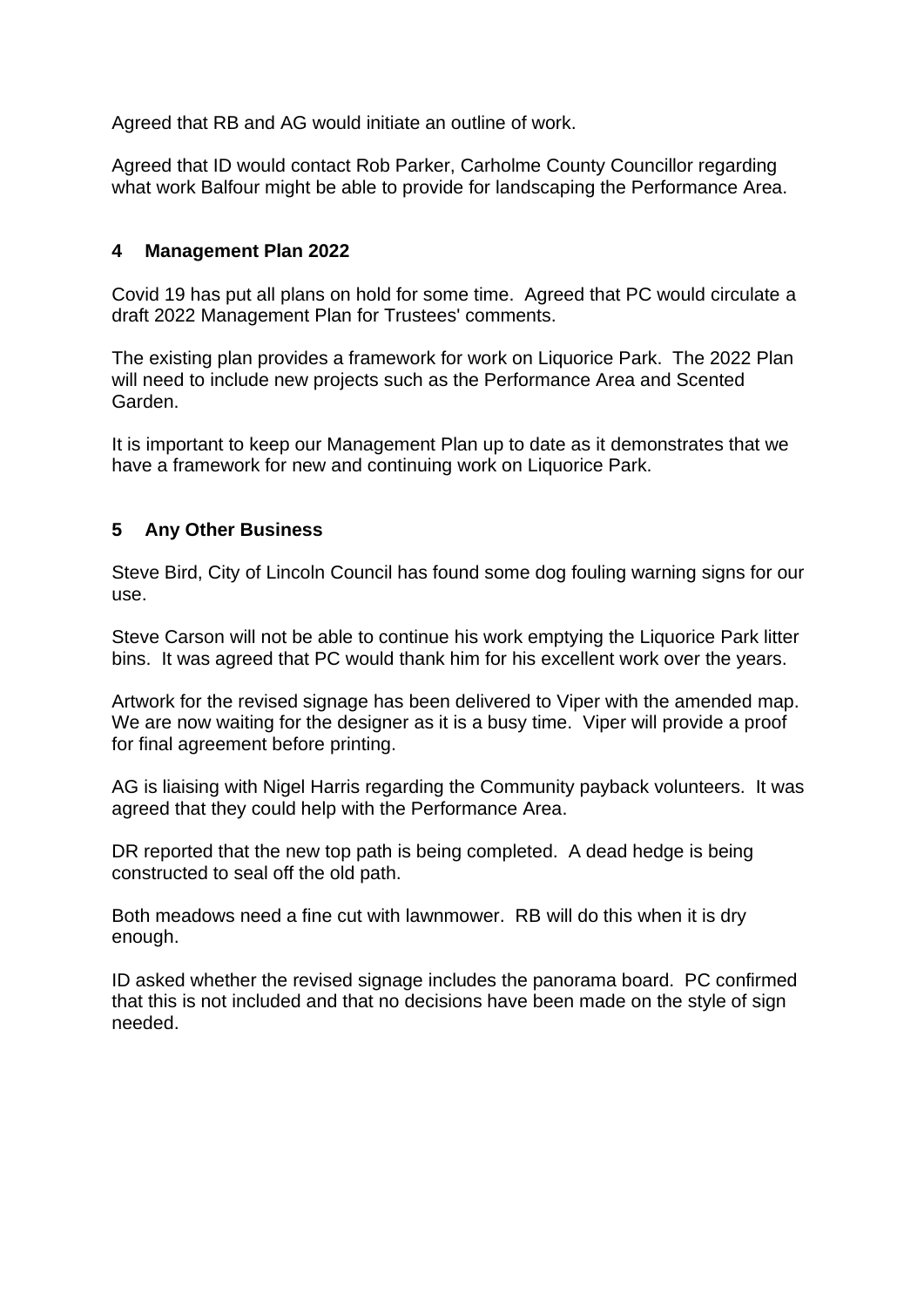Agreed that RB and AG would initiate an outline of work.

Agreed that ID would contact Rob Parker, Carholme County Councillor regarding what work Balfour might be able to provide for landscaping the Performance Area.

## 4 Management Plan 2022

Covid 19 has put all plans on hold for some time. Agreed that PC would circulate a draft 2022 Management Plan for Trustees' comments.

The existing plan provides a framework for work on Liquorice Park. The 2022 Plan will need to include new projects such as the Performance Area and Scented Garden.

It is important to keep our Management Plan up to date as it demonstrates that we have a framework for new and continuing work on Liquorice Park.

## 5 Any Other Business

Steve Bird, City of Lincoln Council has found some dog fouling warning signs for our use.

Steve Carson will not be able to continue his work emptying the Liquorice Park litter bins. It was agreed that PC would thank him for his excellent work over the years.

Artwork for the revised signage has been delivered to Viper with the amended map. We are now waiting for the designer as it is a busy time. Viper will provide a proof for final agreement before printing.

AG is liaising with Nigel Harris regarding the Community payback volunteers. It was agreed that they could help with the Performance Area.

DR reported that the new top path is being completed. A dead hedge is being constructed to seal off the old path.

Both meadows need a fine cut with lawnmower. RB will do this when it is dry enough.

ID asked whether the revised signage includes the panorama board. PC confirmed that this is not included and that no decisions have been made on the style of sign needed.